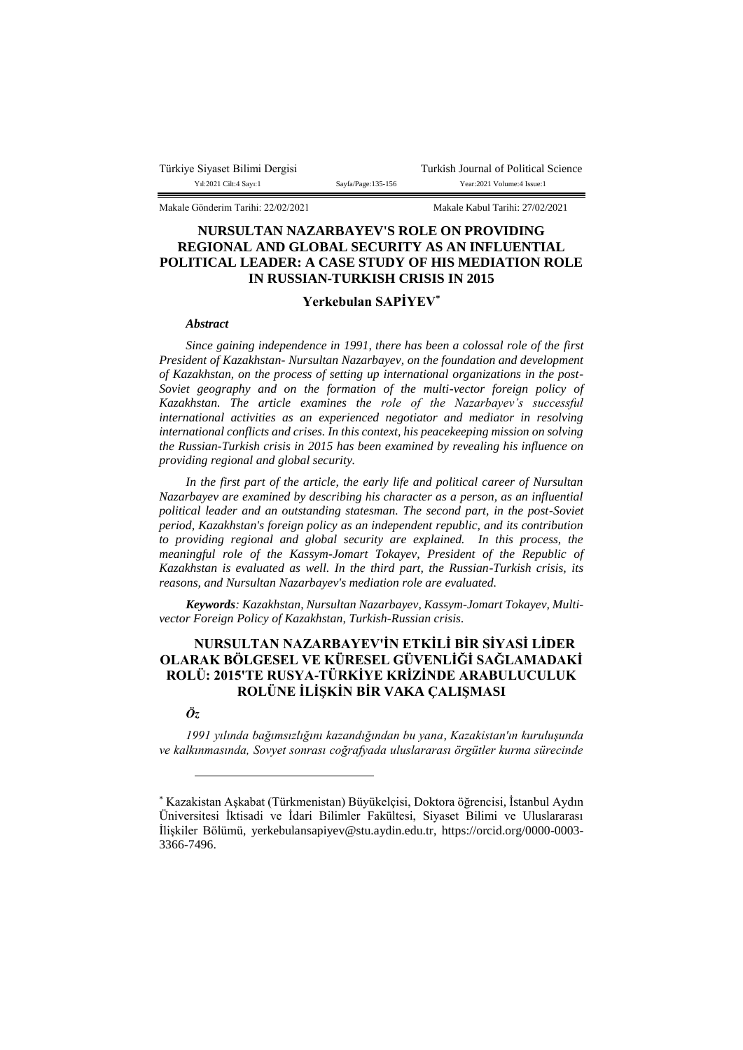Makale Gönderim Tarihi: 22/02/2021 Makale Kabul Tarihi: 27/02/2021

# NURSULTAN NAZARBAYEV'S ROLE ON PROVIDING REGIONAL AND GLOBAL SECURITY AS AN INFLUENTIAL POLITICAL LEADER: A CASE STUDY OF HIS MEDIATION ROLE IN RUSSIAN-TURKISH CRISIS IN 2015

**Yerkebulan SAPİYEV***

***Abstract***

*Since gaining independence in 1991, there has been a colossal role of the first President of Kazakhstan- Nursultan Nazarbayev, on the foundation and development of Kazakhstan, on the process of setting up international organizations in the post-Soviet geography and on the formation of the multi-vector foreign policy of Kazakhstan. The article examines the role of the Nazarbayev's successful international activities as an experienced negotiator and mediator in resolving international conflicts and crises. In this context, his peacekeeping mission on solving the Russian-Turkish crisis in 2015 has been examined by revealing his influence on providing regional and global security.*

*In the first part of the article, the early life and political career of Nursultan Nazarbayev are examined by describing his character as a person, as an influential political leader and an outstanding statesman. The second part, in the post-Soviet period, Kazakhstan's foreign policy as an independent republic, and its contribution to providing regional and global security are explained. In this process, the meaningful role of the Kassym-Jomart Tokayev, President of the Republic of Kazakhstan is evaluated as well. In the third part, the Russian-Turkish crisis, its reasons, and Nursultan Nazarbayev's mediation role are evaluated.*

***Keywords**: Kazakhstan, Nursultan Nazarbayev, Kassym-Jomart Tokayev, Multi-vector Foreign Policy of Kazakhstan, Turkish-Russian crisis.*

# NURSULTAN NAZARBAYEV'İN ETKİLİ BİR SİYASİ LİDER OLARAK BÖLGESEL VE KÜRESEL GÜVENLİĞİ SAĞLAMADAKİ ROLÜ: 2015'TE RUSYA-TÜRKİYE KRİZİNDE ARABULUCULUK ROLÜNE İLİŞKİN BİR VAKA ÇALIŞMASI

***Öz***

*1991 yılında bağımsızlığını kazandığından bu yana, Kazakistan'ın kuruluşunda ve kalkınmasında, Sovyet sonrası coğrafyada uluslararası örgütler kurma sürecinde*

---

* Kazakistan Aşkabat (Türkmenistan) Büyükelçisi, Doktora öğrencisi, İstanbul Aydın Üniversitesi İktisadi ve İdari Bilimler Fakültesi, Siyaset Bilimi ve Uluslararası İlişkiler Bölümü, yerkebulansapiyev@stu.aydin.edu.tr, https://orcid.org/0000-0003-3366-7496.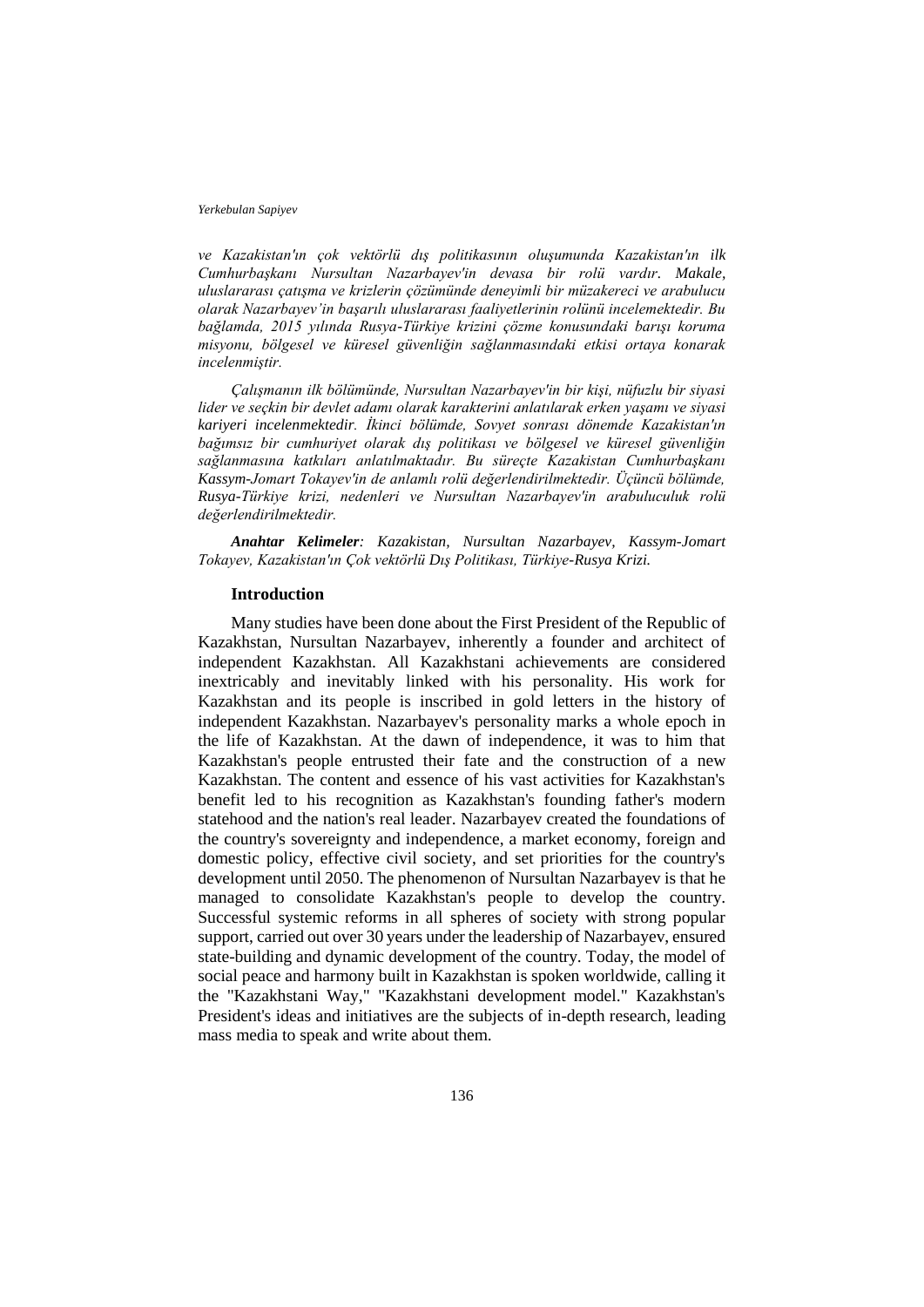*ve Kazakistan'ın çok vektörlü dış politikasının oluşumunda Kazakistan'ın ilk Cumhurbaşkanı Nursultan Nazarbayev'in devasa bir rolü vardır. Makale, uluslararası çatışma ve krizlerin çözümünde deneyimli bir müzakereci ve arabulucu olarak Nazarbayev'in başarılı uluslararası faaliyetlerinin rolünü incelemektedir. Bu bağlamda, 2015 yılında Rusya-Türkiye krizini çözme konusundaki barışı koruma misyonu, bölgesel ve küresel güvenliğin sağlanmasındaki etkisi ortaya konarak incelenmiştir.*

*Çalışmanın ilk bölümünde, Nursultan Nazarbayev'in bir kişi, nüfuzlu bir siyasi lider ve seçkin bir devlet adamı olarak karakterini anlatılarak erken yaşamı ve siyasi kariyeri incelenmektedir. İkinci bölümde, Sovyet sonrası dönemde Kazakistan'ın bağımsız bir cumhuriyet olarak dış politikası ve bölgesel ve küresel güvenliğin sağlanmasına katkıları anlatılmaktadır. Bu süreçte Kazakistan Cumhurbaşkanı Kassym-Jomart Tokayev'in de anlamlı rolü değerlendirilmektedir. Üçüncü bölümde, Rusya-Türkiye krizi, nedenleri ve Nursultan Nazarbayev'in arabuluculuk rolü değerlendirilmektedir.*

***Anahtar Kelimeler**: Kazakistan, Nursultan Nazarbayev, Kassym-Jomart Tokayev, Kazakistan'ın Çok vektörlü Dış Politikası, Türkiye-Rusya Krizi.*

## Introduction

Many studies have been done about the First President of the Republic of Kazakhstan, Nursultan Nazarbayev, inherently a founder and architect of independent Kazakhstan. All Kazakhstani achievements are considered inextricably and inevitably linked with his personality. His work for Kazakhstan and its people is inscribed in gold letters in the history of independent Kazakhstan. Nazarbayev's personality marks a whole epoch in the life of Kazakhstan. At the dawn of independence, it was to him that Kazakhstan's people entrusted their fate and the construction of a new Kazakhstan. The content and essence of his vast activities for Kazakhstan's benefit led to his recognition as Kazakhstan's founding father's modern statehood and the nation's real leader. Nazarbayev created the foundations of the country's sovereignty and independence, a market economy, foreign and domestic policy, effective civil society, and set priorities for the country's development until 2050. The phenomenon of Nursultan Nazarbayev is that he managed to consolidate Kazakhstan's people to develop the country. Successful systemic reforms in all spheres of society with strong popular support, carried out over 30 years under the leadership of Nazarbayev, ensured state-building and dynamic development of the country. Today, the model of social peace and harmony built in Kazakhstan is spoken worldwide, calling it the "Kazakhstani Way," "Kazakhstani development model." Kazakhstan's President's ideas and initiatives are the subjects of in-depth research, leading mass media to speak and write about them.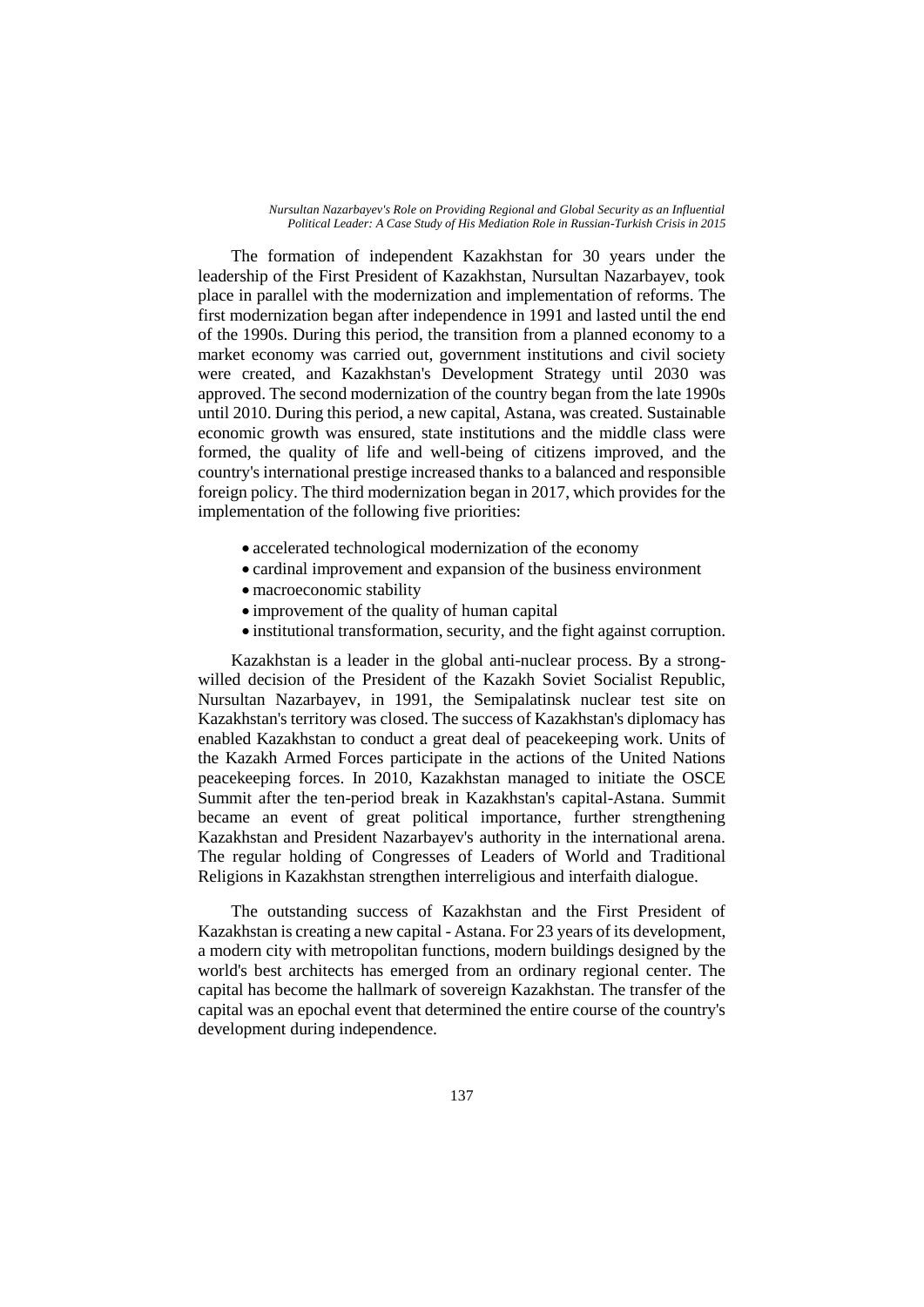The formation of independent Kazakhstan for 30 years under the leadership of the First President of Kazakhstan, Nursultan Nazarbayev, took place in parallel with the modernization and implementation of reforms. The first modernization began after independence in 1991 and lasted until the end of the 1990s. During this period, the transition from a planned economy to a market economy was carried out, government institutions and civil society were created, and Kazakhstan's Development Strategy until 2030 was approved. The second modernization of the country began from the late 1990s until 2010. During this period, a new capital, Astana, was created. Sustainable economic growth was ensured, state institutions and the middle class were formed, the quality of life and well-being of citizens improved, and the country's international prestige increased thanks to a balanced and responsible foreign policy. The third modernization began in 2017, which provides for the implementation of the following five priorities:

- accelerated technological modernization of the economy
- cardinal improvement and expansion of the business environment
- macroeconomic stability
- improvement of the quality of human capital
- institutional transformation, security, and the fight against corruption.

Kazakhstan is a leader in the global anti-nuclear process. By a strong-willed decision of the President of the Kazakh Soviet Socialist Republic, Nursultan Nazarbayev, in 1991, the Semipalatinsk nuclear test site on Kazakhstan's territory was closed. The success of Kazakhstan's diplomacy has enabled Kazakhstan to conduct a great deal of peacekeeping work. Units of the Kazakh Armed Forces participate in the actions of the United Nations peacekeeping forces. In 2010, Kazakhstan managed to initiate the OSCE Summit after the ten-period break in Kazakhstan's capital-Astana. Summit became an event of great political importance, further strengthening Kazakhstan and President Nazarbayev's authority in the international arena. The regular holding of Congresses of Leaders of World and Traditional Religions in Kazakhstan strengthen interreligious and interfaith dialogue.

The outstanding success of Kazakhstan and the First President of Kazakhstan is creating a new capital - Astana. For 23 years of its development, a modern city with metropolitan functions, modern buildings designed by the world's best architects has emerged from an ordinary regional center. The capital has become the hallmark of sovereign Kazakhstan. The transfer of the capital was an epochal event that determined the entire course of the country's development during independence.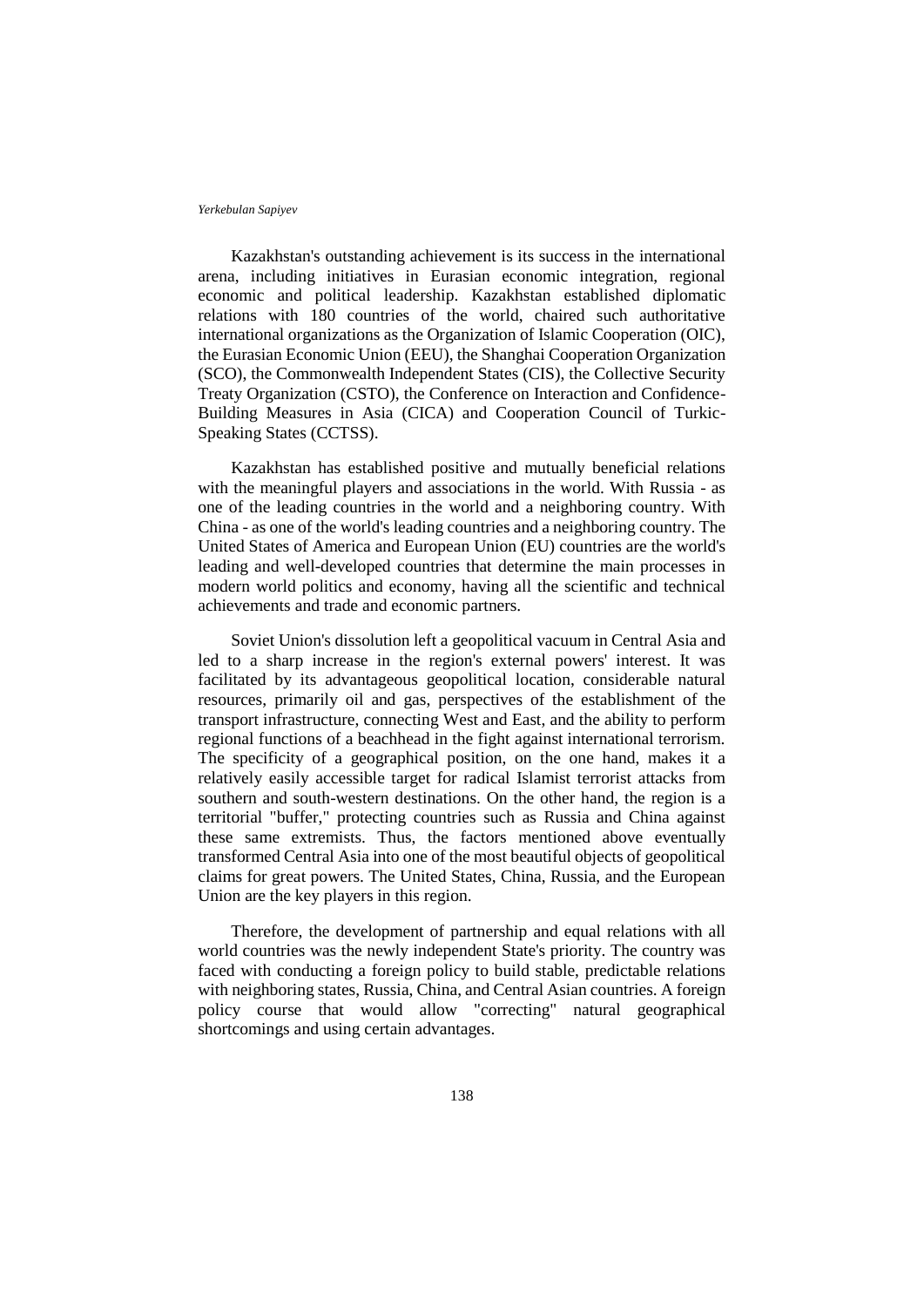Kazakhstan's outstanding achievement is its success in the international arena, including initiatives in Eurasian economic integration, regional economic and political leadership. Kazakhstan established diplomatic relations with 180 countries of the world, chaired such authoritative international organizations as the Organization of Islamic Cooperation (OIC), the Eurasian Economic Union (EEU), the Shanghai Cooperation Organization (SCO), the Commonwealth Independent States (CIS), the Collective Security Treaty Organization (CSTO), the Conference on Interaction and Confidence-Building Measures in Asia (CICA) and Cooperation Council of Turkic-Speaking States (CCTSS).

Kazakhstan has established positive and mutually beneficial relations with the meaningful players and associations in the world. With Russia - as one of the leading countries in the world and a neighboring country. With China - as one of the world's leading countries and a neighboring country. The United States of America and European Union (EU) countries are the world's leading and well-developed countries that determine the main processes in modern world politics and economy, having all the scientific and technical achievements and trade and economic partners.

Soviet Union's dissolution left a geopolitical vacuum in Central Asia and led to a sharp increase in the region's external powers' interest. It was facilitated by its advantageous geopolitical location, considerable natural resources, primarily oil and gas, perspectives of the establishment of the transport infrastructure, connecting West and East, and the ability to perform regional functions of a beachhead in the fight against international terrorism. The specificity of a geographical position, on the one hand, makes it a relatively easily accessible target for radical Islamist terrorist attacks from southern and south-western destinations. On the other hand, the region is a territorial "buffer," protecting countries such as Russia and China against these same extremists. Thus, the factors mentioned above eventually transformed Central Asia into one of the most beautiful objects of geopolitical claims for great powers. The United States, China, Russia, and the European Union are the key players in this region.

Therefore, the development of partnership and equal relations with all world countries was the newly independent State's priority. The country was faced with conducting a foreign policy to build stable, predictable relations with neighboring states, Russia, China, and Central Asian countries. A foreign policy course that would allow "correcting" natural geographical shortcomings and using certain advantages.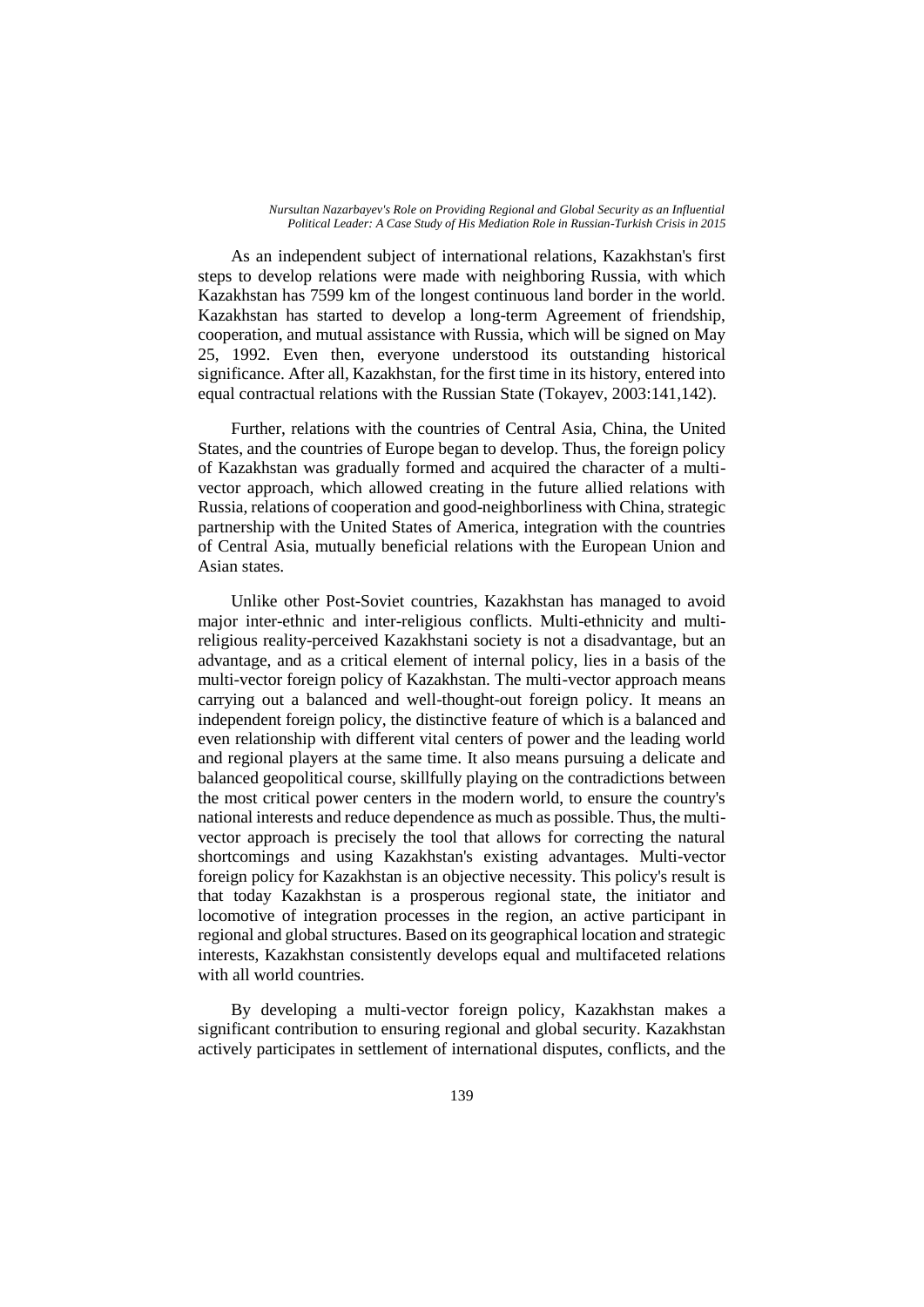As an independent subject of international relations, Kazakhstan's first steps to develop relations were made with neighboring Russia, with which Kazakhstan has 7599 km of the longest continuous land border in the world. Kazakhstan has started to develop a long-term Agreement of friendship, cooperation, and mutual assistance with Russia, which will be signed on May 25, 1992. Even then, everyone understood its outstanding historical significance. After all, Kazakhstan, for the first time in its history, entered into equal contractual relations with the Russian State (Tokayev, 2003:141,142).

Further, relations with the countries of Central Asia, China, the United States, and the countries of Europe began to develop. Thus, the foreign policy of Kazakhstan was gradually formed and acquired the character of a multi-vector approach, which allowed creating in the future allied relations with Russia, relations of cooperation and good-neighborliness with China, strategic partnership with the United States of America, integration with the countries of Central Asia, mutually beneficial relations with the European Union and Asian states.

Unlike other Post-Soviet countries, Kazakhstan has managed to avoid major inter-ethnic and inter-religious conflicts. Multi-ethnicity and multi-religious reality-perceived Kazakhstani society is not a disadvantage, but an advantage, and as a critical element of internal policy, lies in a basis of the multi-vector foreign policy of Kazakhstan. The multi-vector approach means carrying out a balanced and well-thought-out foreign policy. It means an independent foreign policy, the distinctive feature of which is a balanced and even relationship with different vital centers of power and the leading world and regional players at the same time. It also means pursuing a delicate and balanced geopolitical course, skillfully playing on the contradictions between the most critical power centers in the modern world, to ensure the country's national interests and reduce dependence as much as possible. Thus, the multi-vector approach is precisely the tool that allows for correcting the natural shortcomings and using Kazakhstan's existing advantages. Multi-vector foreign policy for Kazakhstan is an objective necessity. This policy's result is that today Kazakhstan is a prosperous regional state, the initiator and locomotive of integration processes in the region, an active participant in regional and global structures. Based on its geographical location and strategic interests, Kazakhstan consistently develops equal and multifaceted relations with all world countries.

By developing a multi-vector foreign policy, Kazakhstan makes a significant contribution to ensuring regional and global security. Kazakhstan actively participates in settlement of international disputes, conflicts, and the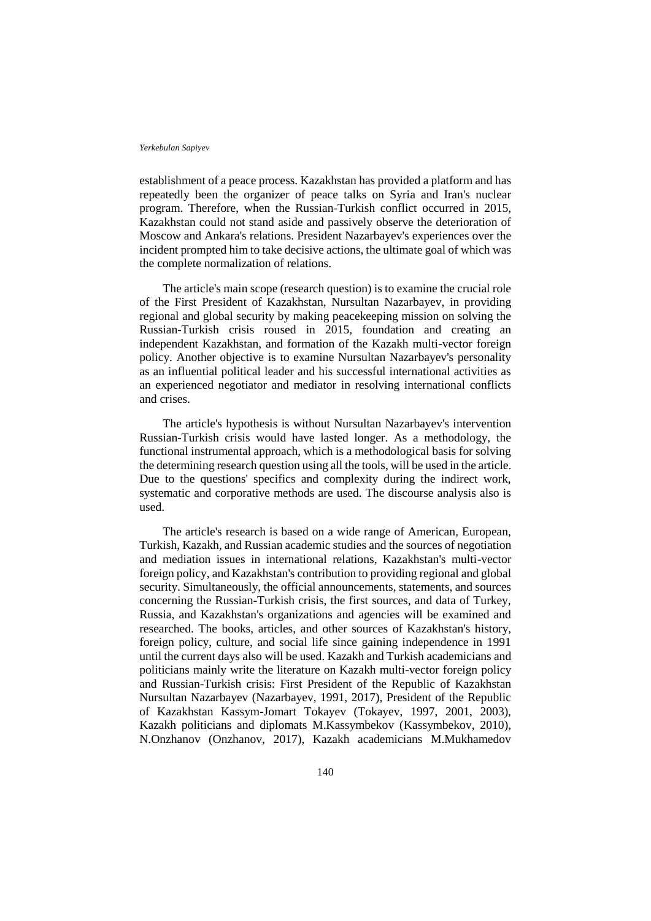establishment of a peace process. Kazakhstan has provided a platform and has repeatedly been the organizer of peace talks on Syria and Iran's nuclear program. Therefore, when the Russian-Turkish conflict occurred in 2015, Kazakhstan could not stand aside and passively observe the deterioration of Moscow and Ankara's relations. President Nazarbayev's experiences over the incident prompted him to take decisive actions, the ultimate goal of which was the complete normalization of relations.

The article's main scope (research question) is to examine the crucial role of the First President of Kazakhstan, Nursultan Nazarbayev, in providing regional and global security by making peacekeeping mission on solving the Russian-Turkish crisis roused in 2015, foundation and creating an independent Kazakhstan, and formation of the Kazakh multi-vector foreign policy. Another objective is to examine Nursultan Nazarbayev's personality as an influential political leader and his successful international activities as an experienced negotiator and mediator in resolving international conflicts and crises.

The article's hypothesis is without Nursultan Nazarbayev's intervention Russian-Turkish crisis would have lasted longer. As a methodology, the functional instrumental approach, which is a methodological basis for solving the determining research question using all the tools, will be used in the article. Due to the questions' specifics and complexity during the indirect work, systematic and corporative methods are used. The discourse analysis also is used.

The article's research is based on a wide range of American, European, Turkish, Kazakh, and Russian academic studies and the sources of negotiation and mediation issues in international relations, Kazakhstan's multi-vector foreign policy, and Kazakhstan's contribution to providing regional and global security. Simultaneously, the official announcements, statements, and sources concerning the Russian-Turkish crisis, the first sources, and data of Turkey, Russia, and Kazakhstan's organizations and agencies will be examined and researched. The books, articles, and other sources of Kazakhstan's history, foreign policy, culture, and social life since gaining independence in 1991 until the current days also will be used. Kazakh and Turkish academicians and politicians mainly write the literature on Kazakh multi-vector foreign policy and Russian-Turkish crisis: First President of the Republic of Kazakhstan Nursultan Nazarbayev (Nazarbayev, 1991, 2017), President of the Republic of Kazakhstan Kassym-Jomart Tokayev (Tokayev, 1997, 2001, 2003), Kazakh politicians and diplomats M.Kassymbekov (Kassymbekov, 2010), N.Onzhanov (Onzhanov, 2017), Kazakh academicians M.Mukhamedov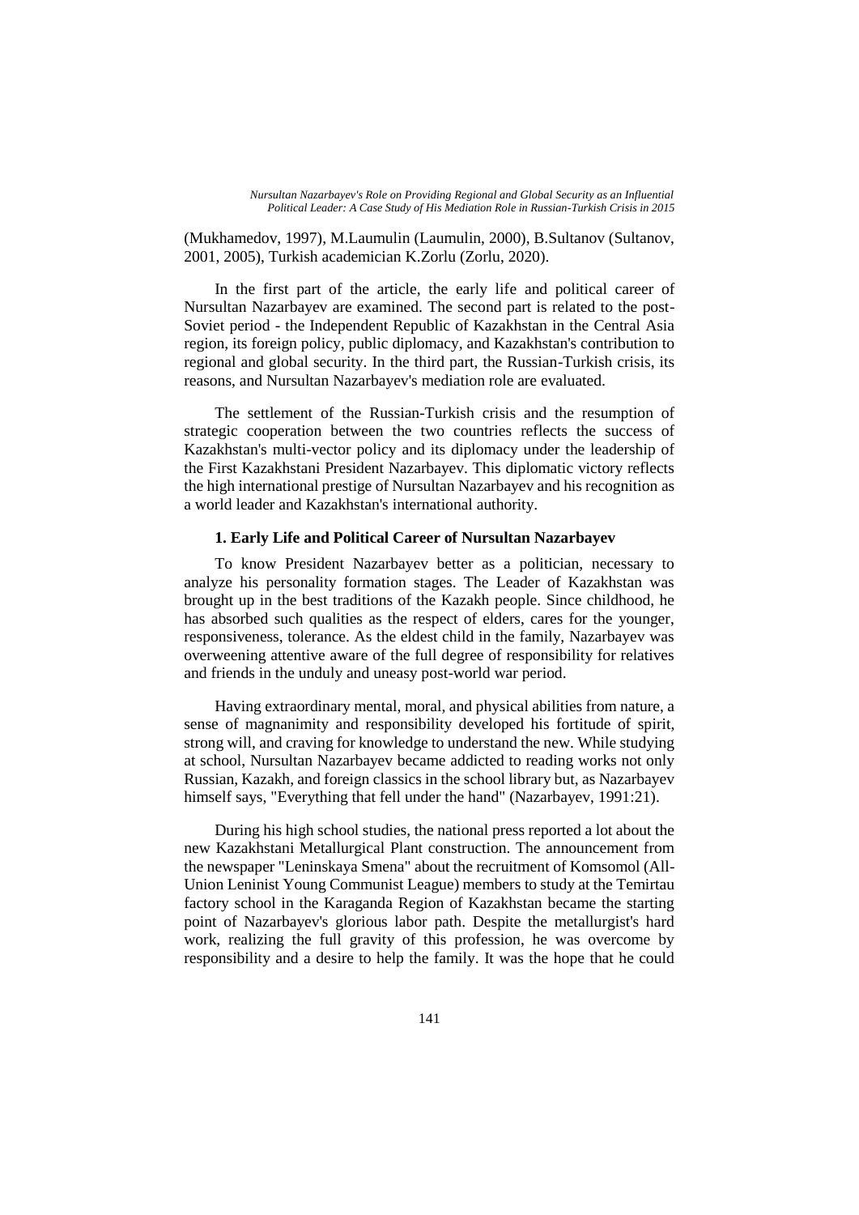(Mukhamedov, 1997), M.Laumulin (Laumulin, 2000), B.Sultanov (Sultanov, 2001, 2005), Turkish academician K.Zorlu (Zorlu, 2020).

In the first part of the article, the early life and political career of Nursultan Nazarbayev are examined. The second part is related to the post-Soviet period - the Independent Republic of Kazakhstan in the Central Asia region, its foreign policy, public diplomacy, and Kazakhstan's contribution to regional and global security. In the third part, the Russian-Turkish crisis, its reasons, and Nursultan Nazarbayev's mediation role are evaluated.

The settlement of the Russian-Turkish crisis and the resumption of strategic cooperation between the two countries reflects the success of Kazakhstan's multi-vector policy and its diplomacy under the leadership of the First Kazakhstani President Nazarbayev. This diplomatic victory reflects the high international prestige of Nursultan Nazarbayev and his recognition as a world leader and Kazakhstan's international authority.

## 1. Early Life and Political Career of Nursultan Nazarbayev

To know President Nazarbayev better as a politician, necessary to analyze his personality formation stages. The Leader of Kazakhstan was brought up in the best traditions of the Kazakh people. Since childhood, he has absorbed such qualities as the respect of elders, cares for the younger, responsiveness, tolerance. As the eldest child in the family, Nazarbayev was overweening attentive aware of the full degree of responsibility for relatives and friends in the unduly and uneasy post-world war period.

Having extraordinary mental, moral, and physical abilities from nature, a sense of magnanimity and responsibility developed his fortitude of spirit, strong will, and craving for knowledge to understand the new. While studying at school, Nursultan Nazarbayev became addicted to reading works not only Russian, Kazakh, and foreign classics in the school library but, as Nazarbayev himself says, "Everything that fell under the hand" (Nazarbayev, 1991:21).

During his high school studies, the national press reported a lot about the new Kazakhstani Metallurgical Plant construction. The announcement from the newspaper "Leninskaya Smena" about the recruitment of Komsomol (All-Union Leninist Young Communist League) members to study at the Temirtau factory school in the Karaganda Region of Kazakhstan became the starting point of Nazarbayev's glorious labor path. Despite the metallurgist's hard work, realizing the full gravity of this profession, he was overcome by responsibility and a desire to help the family. It was the hope that he could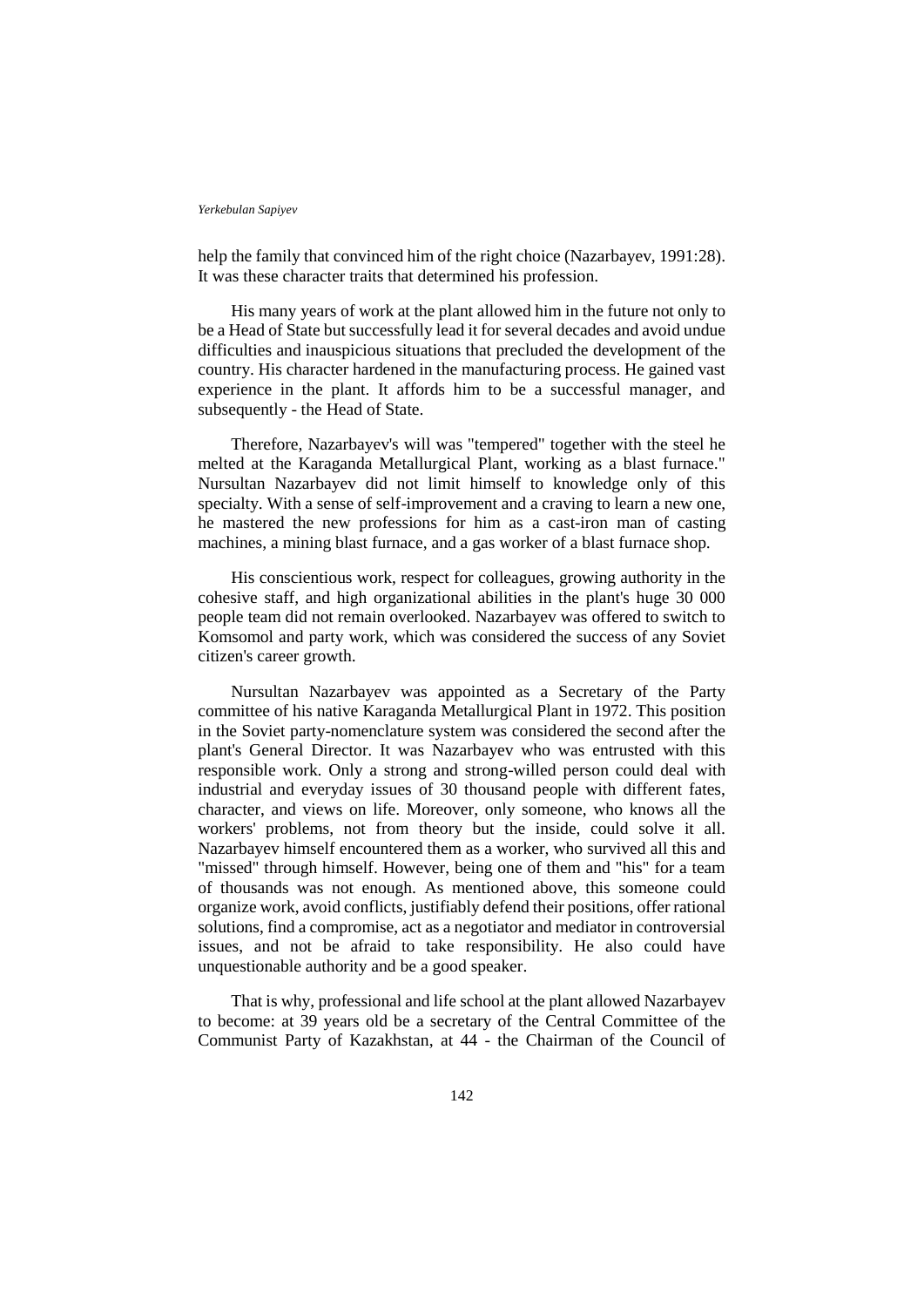help the family that convinced him of the right choice (Nazarbayev, 1991:28). It was these character traits that determined his profession.

His many years of work at the plant allowed him in the future not only to be a Head of State but successfully lead it for several decades and avoid undue difficulties and inauspicious situations that precluded the development of the country. His character hardened in the manufacturing process. He gained vast experience in the plant. It affords him to be a successful manager, and subsequently - the Head of State.

Therefore, Nazarbayev's will was "tempered" together with the steel he melted at the Karaganda Metallurgical Plant, working as a blast furnace." Nursultan Nazarbayev did not limit himself to knowledge only of this specialty. With a sense of self-improvement and a craving to learn a new one, he mastered the new professions for him as a cast-iron man of casting machines, a mining blast furnace, and a gas worker of a blast furnace shop.

His conscientious work, respect for colleagues, growing authority in the cohesive staff, and high organizational abilities in the plant's huge 30 000 people team did not remain overlooked. Nazarbayev was offered to switch to Komsomol and party work, which was considered the success of any Soviet citizen's career growth.

Nursultan Nazarbayev was appointed as a Secretary of the Party committee of his native Karaganda Metallurgical Plant in 1972. This position in the Soviet party-nomenclature system was considered the second after the plant's General Director. It was Nazarbayev who was entrusted with this responsible work. Only a strong and strong-willed person could deal with industrial and everyday issues of 30 thousand people with different fates, character, and views on life. Moreover, only someone, who knows all the workers' problems, not from theory but the inside, could solve it all. Nazarbayev himself encountered them as a worker, who survived all this and "missed" through himself. However, being one of them and "his" for a team of thousands was not enough. As mentioned above, this someone could organize work, avoid conflicts, justifiably defend their positions, offer rational solutions, find a compromise, act as a negotiator and mediator in controversial issues, and not be afraid to take responsibility. He also could have unquestionable authority and be a good speaker.

That is why, professional and life school at the plant allowed Nazarbayev to become: at 39 years old be a secretary of the Central Committee of the Communist Party of Kazakhstan, at 44 - the Chairman of the Council of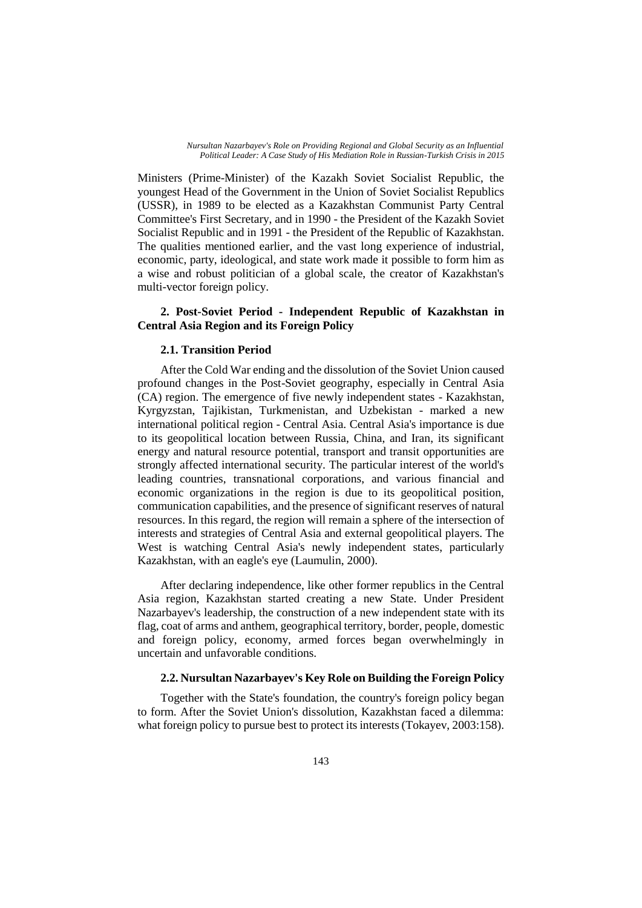Ministers (Prime-Minister) of the Kazakh Soviet Socialist Republic, the youngest Head of the Government in the Union of Soviet Socialist Republics (USSR), in 1989 to be elected as a Kazakhstan Communist Party Central Committee's First Secretary, and in 1990 - the President of the Kazakh Soviet Socialist Republic and in 1991 - the President of the Republic of Kazakhstan. The qualities mentioned earlier, and the vast long experience of industrial, economic, party, ideological, and state work made it possible to form him as a wise and robust politician of a global scale, the creator of Kazakhstan's multi-vector foreign policy.

## 2. Post-Soviet Period - Independent Republic of Kazakhstan in Central Asia Region and its Foreign Policy

### 2.1. Transition Period

After the Cold War ending and the dissolution of the Soviet Union caused profound changes in the Post-Soviet geography, especially in Central Asia (CA) region. The emergence of five newly independent states - Kazakhstan, Kyrgyzstan, Tajikistan, Turkmenistan, and Uzbekistan - marked a new international political region - Central Asia. Central Asia's importance is due to its geopolitical location between Russia, China, and Iran, its significant energy and natural resource potential, transport and transit opportunities are strongly affected international security. The particular interest of the world's leading countries, transnational corporations, and various financial and economic organizations in the region is due to its geopolitical position, communication capabilities, and the presence of significant reserves of natural resources. In this regard, the region will remain a sphere of the intersection of interests and strategies of Central Asia and external geopolitical players. The West is watching Central Asia's newly independent states, particularly Kazakhstan, with an eagle's eye (Laumulin, 2000).

After declaring independence, like other former republics in the Central Asia region, Kazakhstan started creating a new State. Under President Nazarbayev's leadership, the construction of a new independent state with its flag, coat of arms and anthem, geographical territory, border, people, domestic and foreign policy, economy, armed forces began overwhelmingly in uncertain and unfavorable conditions.

### 2.2. Nursultan Nazarbayev's Key Role on Building the Foreign Policy

Together with the State's foundation, the country's foreign policy began to form. After the Soviet Union's dissolution, Kazakhstan faced a dilemma: what foreign policy to pursue best to protect its interests (Tokayev, 2003:158).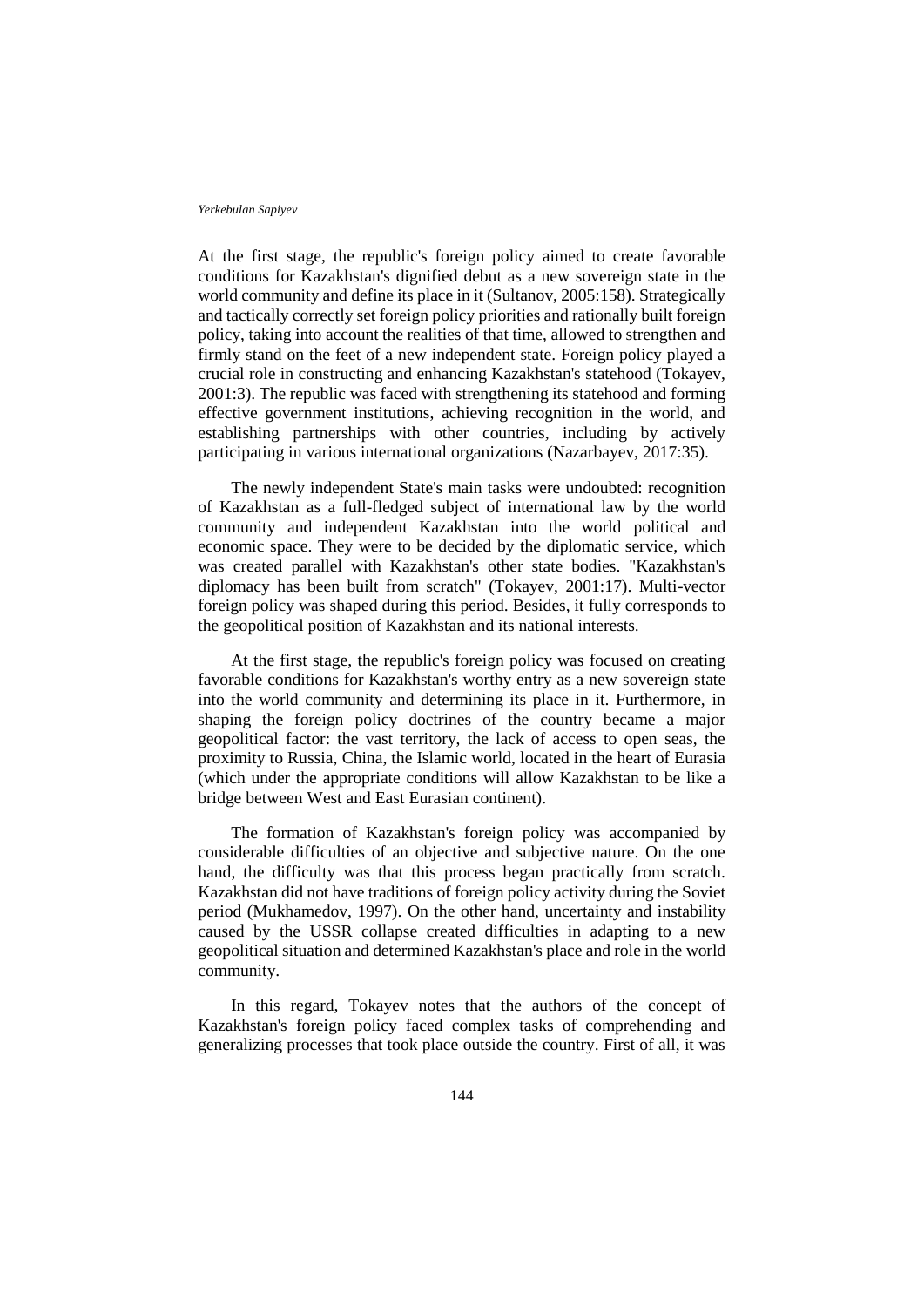At the first stage, the republic's foreign policy aimed to create favorable conditions for Kazakhstan's dignified debut as a new sovereign state in the world community and define its place in it (Sultanov, 2005:158). Strategically and tactically correctly set foreign policy priorities and rationally built foreign policy, taking into account the realities of that time, allowed to strengthen and firmly stand on the feet of a new independent state. Foreign policy played a crucial role in constructing and enhancing Kazakhstan's statehood (Tokayev, 2001:3). The republic was faced with strengthening its statehood and forming effective government institutions, achieving recognition in the world, and establishing partnerships with other countries, including by actively participating in various international organizations (Nazarbayev, 2017:35).

The newly independent State's main tasks were undoubted: recognition of Kazakhstan as a full-fledged subject of international law by the world community and independent Kazakhstan into the world political and economic space. They were to be decided by the diplomatic service, which was created parallel with Kazakhstan's other state bodies. "Kazakhstan's diplomacy has been built from scratch" (Tokayev, 2001:17). Multi-vector foreign policy was shaped during this period. Besides, it fully corresponds to the geopolitical position of Kazakhstan and its national interests.

At the first stage, the republic's foreign policy was focused on creating favorable conditions for Kazakhstan's worthy entry as a new sovereign state into the world community and determining its place in it. Furthermore, in shaping the foreign policy doctrines of the country became a major geopolitical factor: the vast territory, the lack of access to open seas, the proximity to Russia, China, the Islamic world, located in the heart of Eurasia (which under the appropriate conditions will allow Kazakhstan to be like a bridge between West and East Eurasian continent).

The formation of Kazakhstan's foreign policy was accompanied by considerable difficulties of an objective and subjective nature. On the one hand, the difficulty was that this process began practically from scratch. Kazakhstan did not have traditions of foreign policy activity during the Soviet period (Mukhamedov, 1997). On the other hand, uncertainty and instability caused by the USSR collapse created difficulties in adapting to a new geopolitical situation and determined Kazakhstan's place and role in the world community.

In this regard, Tokayev notes that the authors of the concept of Kazakhstan's foreign policy faced complex tasks of comprehending and generalizing processes that took place outside the country. First of all, it was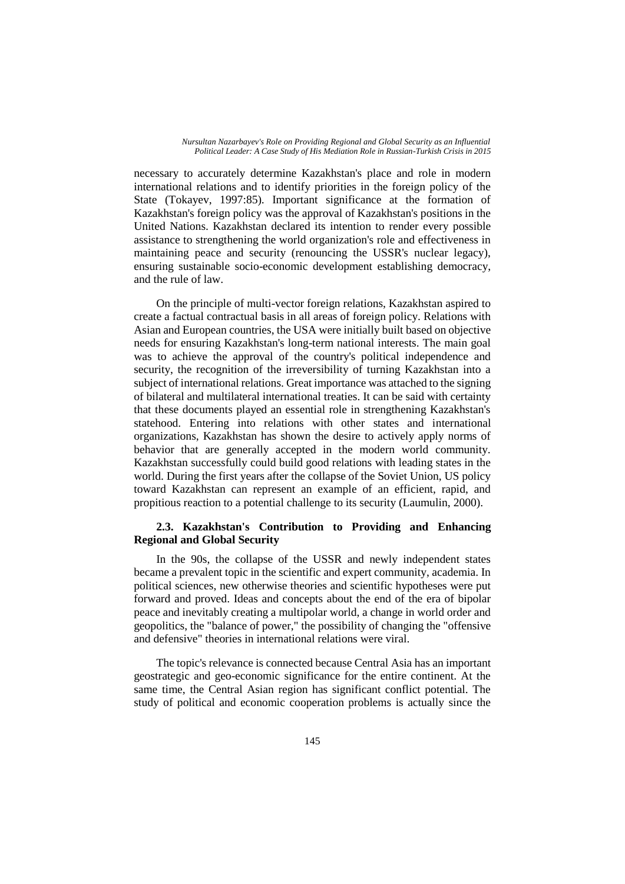necessary to accurately determine Kazakhstan's place and role in modern international relations and to identify priorities in the foreign policy of the State (Tokayev, 1997:85). Important significance at the formation of Kazakhstan's foreign policy was the approval of Kazakhstan's positions in the United Nations. Kazakhstan declared its intention to render every possible assistance to strengthening the world organization's role and effectiveness in maintaining peace and security (renouncing the USSR's nuclear legacy), ensuring sustainable socio-economic development establishing democracy, and the rule of law.

On the principle of multi-vector foreign relations, Kazakhstan aspired to create a factual contractual basis in all areas of foreign policy. Relations with Asian and European countries, the USA were initially built based on objective needs for ensuring Kazakhstan's long-term national interests. The main goal was to achieve the approval of the country's political independence and security, the recognition of the irreversibility of turning Kazakhstan into a subject of international relations. Great importance was attached to the signing of bilateral and multilateral international treaties. It can be said with certainty that these documents played an essential role in strengthening Kazakhstan's statehood. Entering into relations with other states and international organizations, Kazakhstan has shown the desire to actively apply norms of behavior that are generally accepted in the modern world community. Kazakhstan successfully could build good relations with leading states in the world. During the first years after the collapse of the Soviet Union, US policy toward Kazakhstan can represent an example of an efficient, rapid, and propitious reaction to a potential challenge to its security (Laumulin, 2000).

### 2.3. Kazakhstan's Contribution to Providing and Enhancing Regional and Global Security

In the 90s, the collapse of the USSR and newly independent states became a prevalent topic in the scientific and expert community, academia. In political sciences, new otherwise theories and scientific hypotheses were put forward and proved. Ideas and concepts about the end of the era of bipolar peace and inevitably creating a multipolar world, a change in world order and geopolitics, the "balance of power," the possibility of changing the "offensive and defensive" theories in international relations were viral.

The topic's relevance is connected because Central Asia has an important geostrategic and geo-economic significance for the entire continent. At the same time, the Central Asian region has significant conflict potential. The study of political and economic cooperation problems is actually since the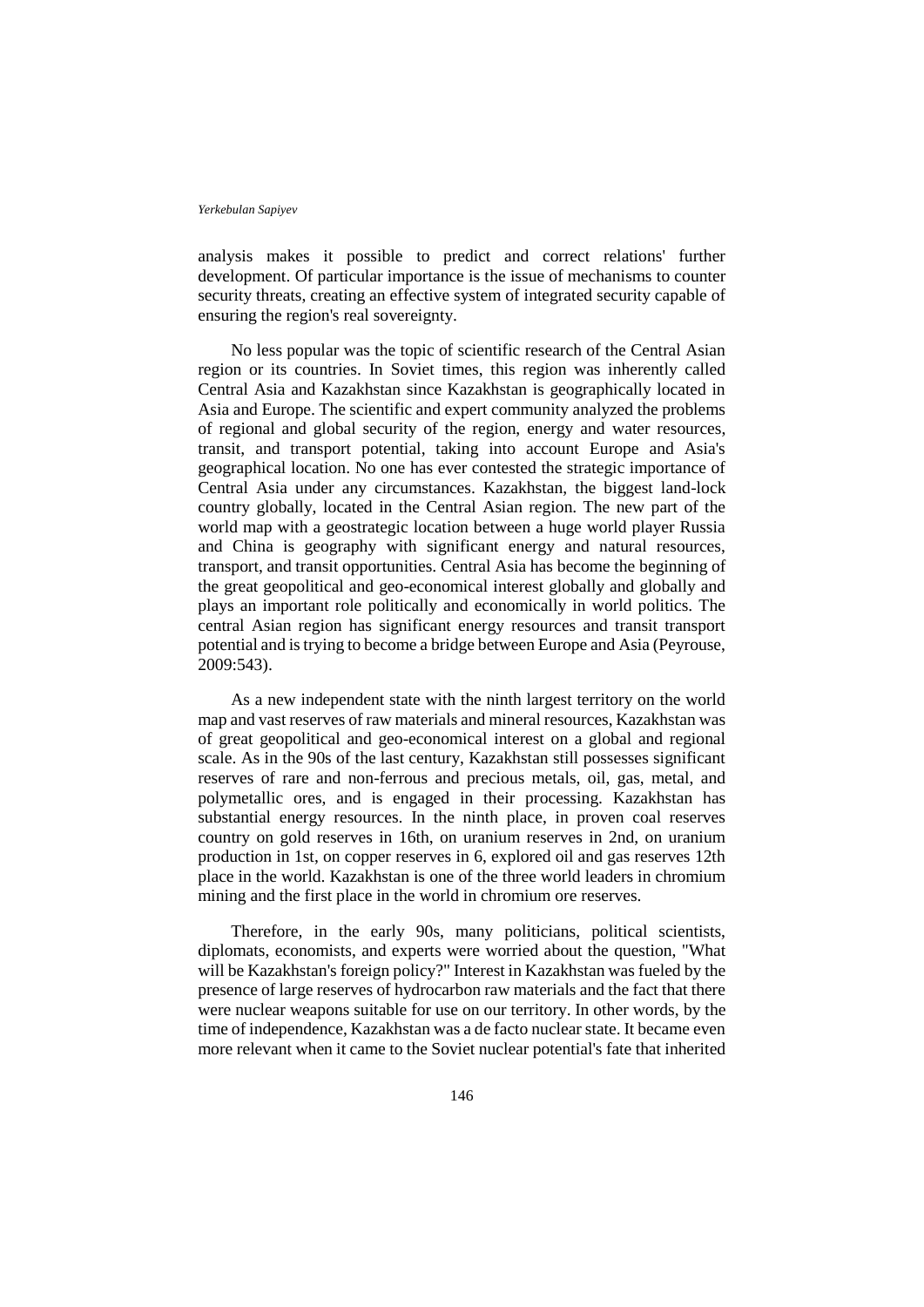analysis makes it possible to predict and correct relations' further development. Of particular importance is the issue of mechanisms to counter security threats, creating an effective system of integrated security capable of ensuring the region's real sovereignty.

No less popular was the topic of scientific research of the Central Asian region or its countries. In Soviet times, this region was inherently called Central Asia and Kazakhstan since Kazakhstan is geographically located in Asia and Europe. The scientific and expert community analyzed the problems of regional and global security of the region, energy and water resources, transit, and transport potential, taking into account Europe and Asia's geographical location. No one has ever contested the strategic importance of Central Asia under any circumstances. Kazakhstan, the biggest land-lock country globally, located in the Central Asian region. The new part of the world map with a geostrategic location between a huge world player Russia and China is geography with significant energy and natural resources, transport, and transit opportunities. Central Asia has become the beginning of the great geopolitical and geo-economical interest globally and globally and plays an important role politically and economically in world politics. The central Asian region has significant energy resources and transit transport potential and is trying to become a bridge between Europe and Asia (Peyrouse, 2009:543).

As a new independent state with the ninth largest territory on the world map and vast reserves of raw materials and mineral resources, Kazakhstan was of great geopolitical and geo-economical interest on a global and regional scale. As in the 90s of the last century, Kazakhstan still possesses significant reserves of rare and non-ferrous and precious metals, oil, gas, metal, and polymetallic ores, and is engaged in their processing. Kazakhstan has substantial energy resources. In the ninth place, in proven coal reserves country on gold reserves in 16th, on uranium reserves in 2nd, on uranium production in 1st, on copper reserves in 6, explored oil and gas reserves 12th place in the world. Kazakhstan is one of the three world leaders in chromium mining and the first place in the world in chromium ore reserves.

Therefore, in the early 90s, many politicians, political scientists, diplomats, economists, and experts were worried about the question, "What will be Kazakhstan's foreign policy?" Interest in Kazakhstan was fueled by the presence of large reserves of hydrocarbon raw materials and the fact that there were nuclear weapons suitable for use on our territory. In other words, by the time of independence, Kazakhstan was a de facto nuclear state. It became even more relevant when it came to the Soviet nuclear potential's fate that inherited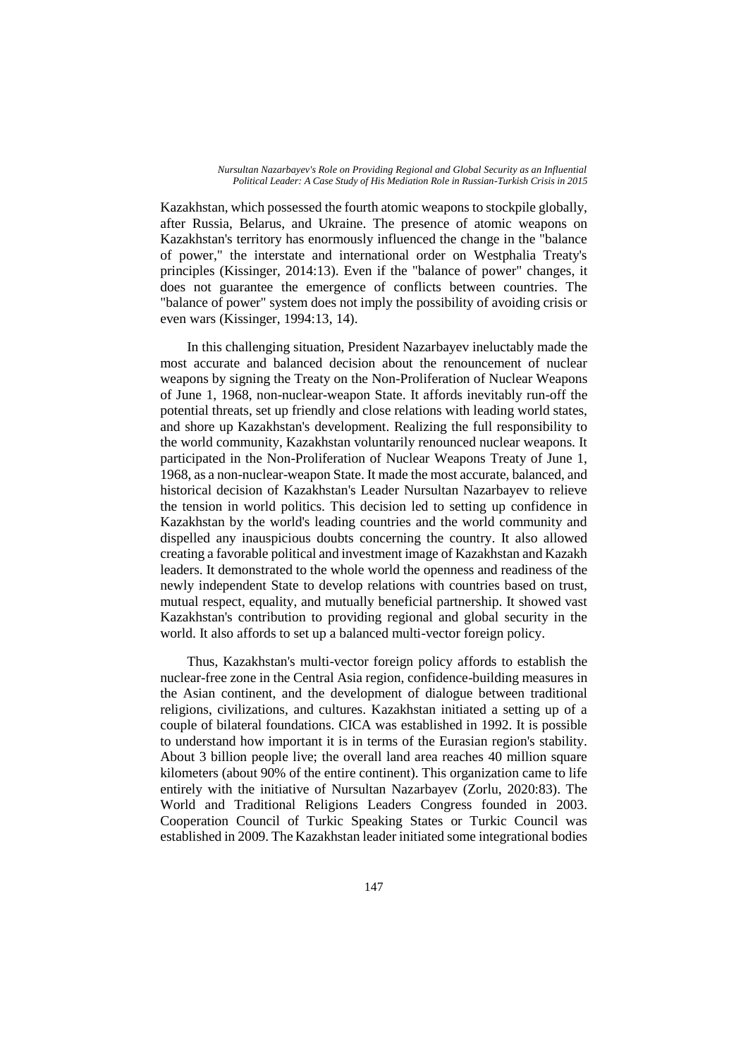Kazakhstan, which possessed the fourth atomic weapons to stockpile globally, after Russia, Belarus, and Ukraine. The presence of atomic weapons on Kazakhstan's territory has enormously influenced the change in the "balance of power," the interstate and international order on Westphalia Treaty's principles (Kissinger, 2014:13). Even if the "balance of power" changes, it does not guarantee the emergence of conflicts between countries. The "balance of power" system does not imply the possibility of avoiding crisis or even wars (Kissinger, 1994:13, 14).

In this challenging situation, President Nazarbayev ineluctably made the most accurate and balanced decision about the renouncement of nuclear weapons by signing the Treaty on the Non-Proliferation of Nuclear Weapons of June 1, 1968, non-nuclear-weapon State. It affords inevitably run-off the potential threats, set up friendly and close relations with leading world states, and shore up Kazakhstan's development. Realizing the full responsibility to the world community, Kazakhstan voluntarily renounced nuclear weapons. It participated in the Non-Proliferation of Nuclear Weapons Treaty of June 1, 1968, as a non-nuclear-weapon State. It made the most accurate, balanced, and historical decision of Kazakhstan's Leader Nursultan Nazarbayev to relieve the tension in world politics. This decision led to setting up confidence in Kazakhstan by the world's leading countries and the world community and dispelled any inauspicious doubts concerning the country. It also allowed creating a favorable political and investment image of Kazakhstan and Kazakh leaders. It demonstrated to the whole world the openness and readiness of the newly independent State to develop relations with countries based on trust, mutual respect, equality, and mutually beneficial partnership. It showed vast Kazakhstan's contribution to providing regional and global security in the world. It also affords to set up a balanced multi-vector foreign policy.

Thus, Kazakhstan's multi-vector foreign policy affords to establish the nuclear-free zone in the Central Asia region, confidence-building measures in the Asian continent, and the development of dialogue between traditional religions, civilizations, and cultures. Kazakhstan initiated a setting up of a couple of bilateral foundations. CICA was established in 1992. It is possible to understand how important it is in terms of the Eurasian region's stability. About 3 billion people live; the overall land area reaches 40 million square kilometers (about 90% of the entire continent). This organization came to life entirely with the initiative of Nursultan Nazarbayev (Zorlu, 2020:83). The World and Traditional Religions Leaders Congress founded in 2003. Cooperation Council of Turkic Speaking States or Turkic Council was established in 2009. The Kazakhstan leader initiated some integrational bodies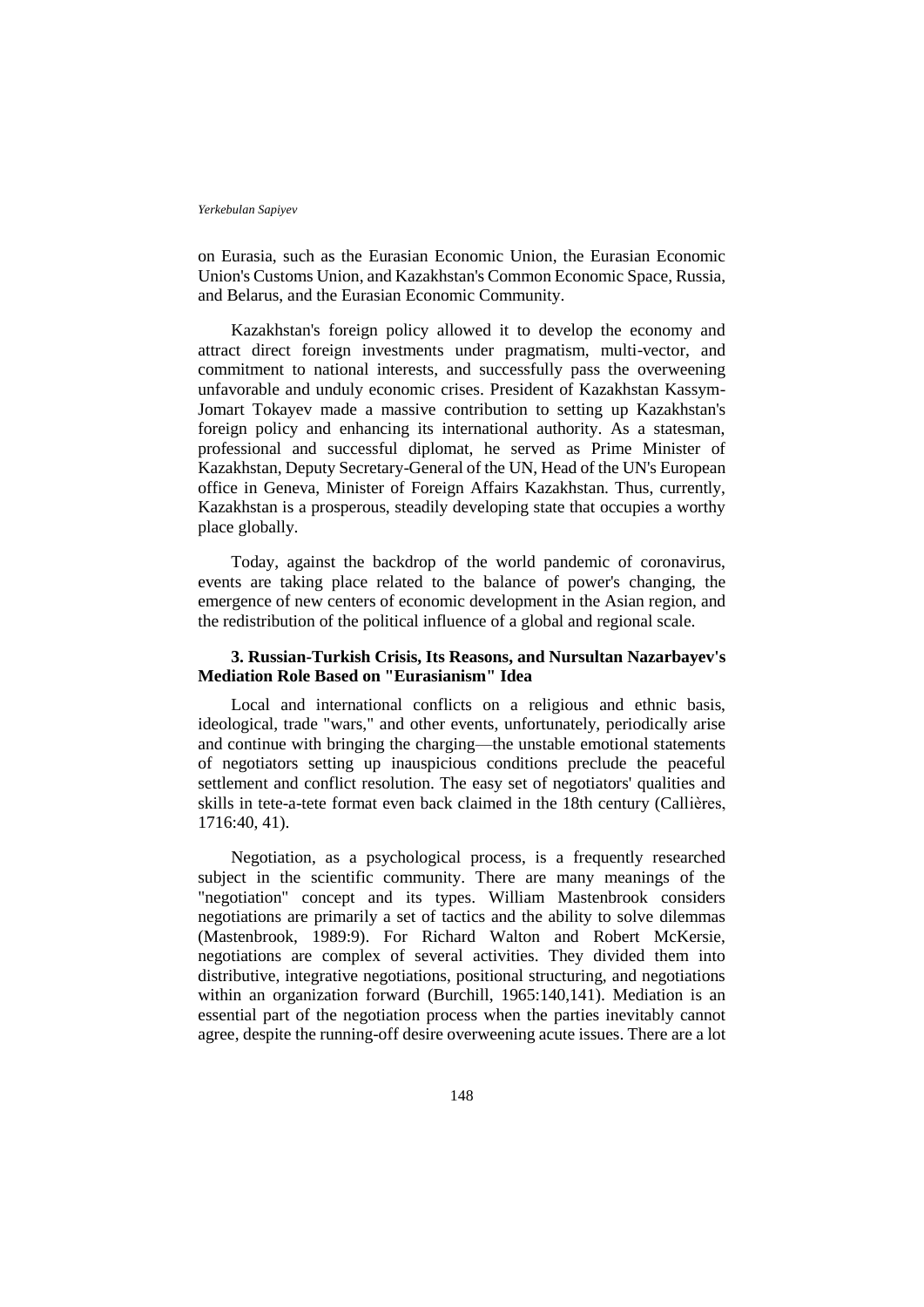on Eurasia, such as the Eurasian Economic Union, the Eurasian Economic Union's Customs Union, and Kazakhstan's Common Economic Space, Russia, and Belarus, and the Eurasian Economic Community.

Kazakhstan's foreign policy allowed it to develop the economy and attract direct foreign investments under pragmatism, multi-vector, and commitment to national interests, and successfully pass the overweening unfavorable and unduly economic crises. President of Kazakhstan Kassym-Jomart Tokayev made a massive contribution to setting up Kazakhstan's foreign policy and enhancing its international authority. As a statesman, professional and successful diplomat, he served as Prime Minister of Kazakhstan, Deputy Secretary-General of the UN, Head of the UN's European office in Geneva, Minister of Foreign Affairs Kazakhstan. Thus, currently, Kazakhstan is a prosperous, steadily developing state that occupies a worthy place globally.

Today, against the backdrop of the world pandemic of coronavirus, events are taking place related to the balance of power's changing, the emergence of new centers of economic development in the Asian region, and the redistribution of the political influence of a global and regional scale.

### 3. Russian-Turkish Crisis, Its Reasons, and Nursultan Nazarbayev's Mediation Role Based on "Eurasianism" Idea

Local and international conflicts on a religious and ethnic basis, ideological, trade "wars," and other events, unfortunately, periodically arise and continue with bringing the charging—the unstable emotional statements of negotiators setting up inauspicious conditions preclude the peaceful settlement and conflict resolution. The easy set of negotiators' qualities and skills in tete-a-tete format even back claimed in the 18th century (Callières, 1716:40, 41).

Negotiation, as a psychological process, is a frequently researched subject in the scientific community. There are many meanings of the "negotiation" concept and its types. William Mastenbrook considers negotiations are primarily a set of tactics and the ability to solve dilemmas (Mastenbrook, 1989:9). For Richard Walton and Robert McKersie, negotiations are complex of several activities. They divided them into distributive, integrative negotiations, positional structuring, and negotiations within an organization forward (Burchill, 1965:140,141). Mediation is an essential part of the negotiation process when the parties inevitably cannot agree, despite the running-off desire overweening acute issues. There are a lot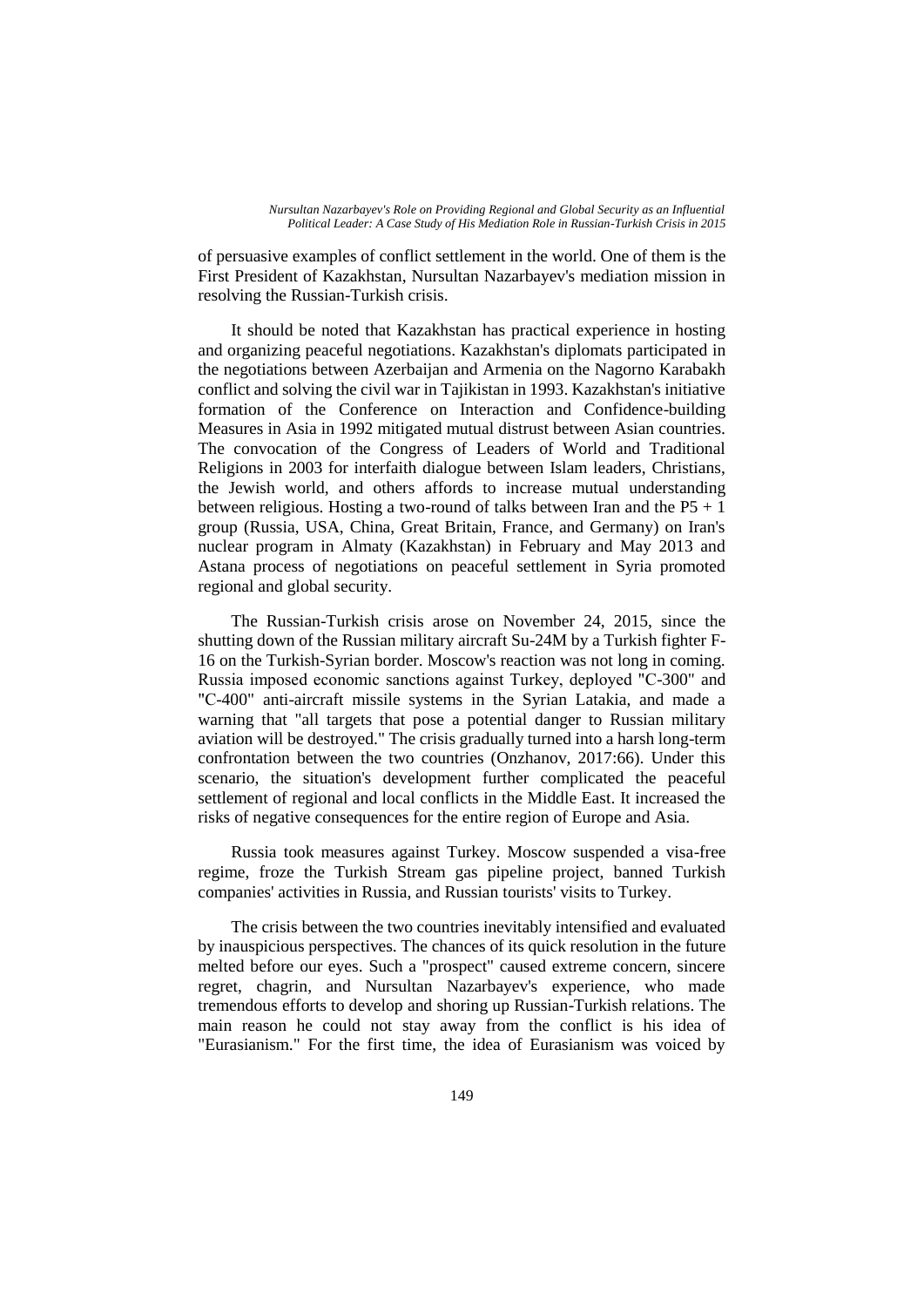of persuasive examples of conflict settlement in the world. One of them is the First President of Kazakhstan, Nursultan Nazarbayev's mediation mission in resolving the Russian-Turkish crisis.

It should be noted that Kazakhstan has practical experience in hosting and organizing peaceful negotiations. Kazakhstan's diplomats participated in the negotiations between Azerbaijan and Armenia on the Nagorno Karabakh conflict and solving the civil war in Tajikistan in 1993. Kazakhstan's initiative formation of the Conference on Interaction and Confidence-building Measures in Asia in 1992 mitigated mutual distrust between Asian countries. The convocation of the Congress of Leaders of World and Traditional Religions in 2003 for interfaith dialogue between Islam leaders, Christians, the Jewish world, and others affords to increase mutual understanding between religious. Hosting a two-round of talks between Iran and the P5 + 1 group (Russia, USA, China, Great Britain, France, and Germany) on Iran's nuclear program in Almaty (Kazakhstan) in February and May 2013 and Astana process of negotiations on peaceful settlement in Syria promoted regional and global security.

The Russian-Turkish crisis arose on November 24, 2015, since the shutting down of the Russian military aircraft Su-24M by a Turkish fighter F-16 on the Turkish-Syrian border. Moscow's reaction was not long in coming. Russia imposed economic sanctions against Turkey, deployed "C-300" and "C-400" anti-aircraft missile systems in the Syrian Latakia, and made a warning that "all targets that pose a potential danger to Russian military aviation will be destroyed." The crisis gradually turned into a harsh long-term confrontation between the two countries (Onzhanov, 2017:66). Under this scenario, the situation's development further complicated the peaceful settlement of regional and local conflicts in the Middle East. It increased the risks of negative consequences for the entire region of Europe and Asia.

Russia took measures against Turkey. Moscow suspended a visa-free regime, froze the Turkish Stream gas pipeline project, banned Turkish companies' activities in Russia, and Russian tourists' visits to Turkey.

The crisis between the two countries inevitably intensified and evaluated by inauspicious perspectives. The chances of its quick resolution in the future melted before our eyes. Such a "prospect" caused extreme concern, sincere regret, chagrin, and Nursultan Nazarbayev's experience, who made tremendous efforts to develop and shoring up Russian-Turkish relations. The main reason he could not stay away from the conflict is his idea of "Eurasianism." For the first time, the idea of Eurasianism was voiced by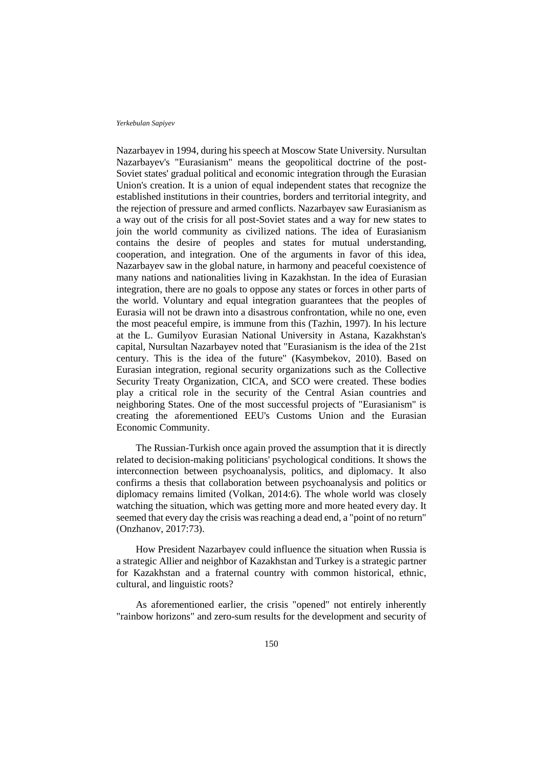Nazarbayev in 1994, during his speech at Moscow State University. Nursultan Nazarbayev's "Eurasianism" means the geopolitical doctrine of the post-Soviet states' gradual political and economic integration through the Eurasian Union's creation. It is a union of equal independent states that recognize the established institutions in their countries, borders and territorial integrity, and the rejection of pressure and armed conflicts. Nazarbayev saw Eurasianism as a way out of the crisis for all post-Soviet states and a way for new states to join the world community as civilized nations. The idea of Eurasianism contains the desire of peoples and states for mutual understanding, cooperation, and integration. One of the arguments in favor of this idea, Nazarbayev saw in the global nature, in harmony and peaceful coexistence of many nations and nationalities living in Kazakhstan. In the idea of Eurasian integration, there are no goals to oppose any states or forces in other parts of the world. Voluntary and equal integration guarantees that the peoples of Eurasia will not be drawn into a disastrous confrontation, while no one, even the most peaceful empire, is immune from this (Tazhin, 1997). In his lecture at the L. Gumilyov Eurasian National University in Astana, Kazakhstan's capital, Nursultan Nazarbayev noted that "Eurasianism is the idea of the 21st century. This is the idea of the future" (Kasymbekov, 2010). Based on Eurasian integration, regional security organizations such as the Collective Security Treaty Organization, CICA, and SCO were created. These bodies play a critical role in the security of the Central Asian countries and neighboring States. One of the most successful projects of "Eurasianism" is creating the aforementioned EEU's Customs Union and the Eurasian Economic Community.

The Russian-Turkish once again proved the assumption that it is directly related to decision-making politicians' psychological conditions. It shows the interconnection between psychoanalysis, politics, and diplomacy. It also confirms a thesis that collaboration between psychoanalysis and politics or diplomacy remains limited (Volkan, 2014:6). The whole world was closely watching the situation, which was getting more and more heated every day. It seemed that every day the crisis was reaching a dead end, a "point of no return" (Onzhanov, 2017:73).

How President Nazarbayev could influence the situation when Russia is a strategic Allier and neighbor of Kazakhstan and Turkey is a strategic partner for Kazakhstan and a fraternal country with common historical, ethnic, cultural, and linguistic roots?

As aforementioned earlier, the crisis "opened" not entirely inherently "rainbow horizons" and zero-sum results for the development and security of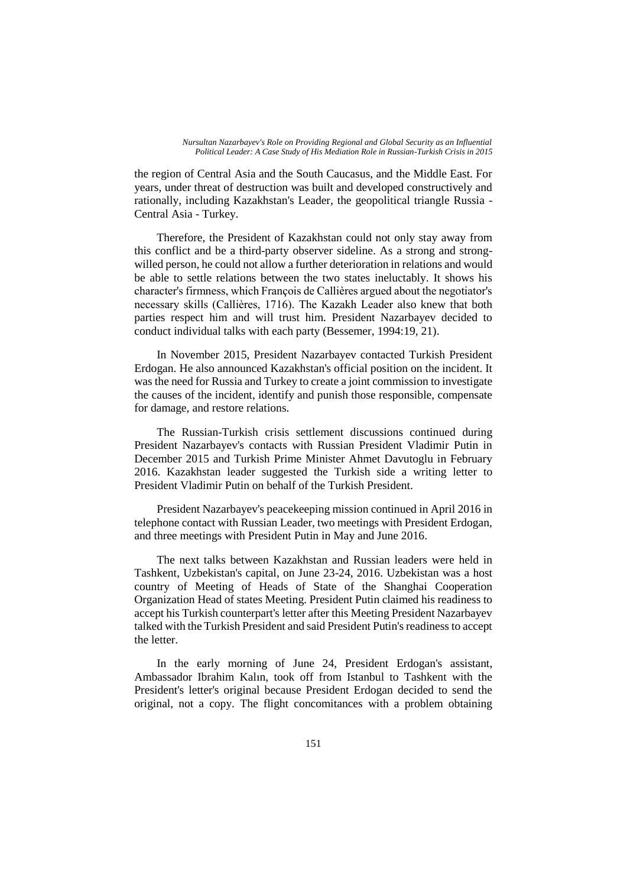the region of Central Asia and the South Caucasus, and the Middle East. For years, under threat of destruction was built and developed constructively and rationally, including Kazakhstan's Leader, the geopolitical triangle Russia - Central Asia - Turkey.

Therefore, the President of Kazakhstan could not only stay away from this conflict and be a third-party observer sideline. As a strong and strong-willed person, he could not allow a further deterioration in relations and would be able to settle relations between the two states ineluctably. It shows his character's firmness, which François de Callières argued about the negotiator's necessary skills (Callières, 1716). The Kazakh Leader also knew that both parties respect him and will trust him. President Nazarbayev decided to conduct individual talks with each party (Bessemer, 1994:19, 21).

In November 2015, President Nazarbayev contacted Turkish President Erdogan. He also announced Kazakhstan's official position on the incident. It was the need for Russia and Turkey to create a joint commission to investigate the causes of the incident, identify and punish those responsible, compensate for damage, and restore relations.

The Russian-Turkish crisis settlement discussions continued during President Nazarbayev's contacts with Russian President Vladimir Putin in December 2015 and Turkish Prime Minister Ahmet Davutoglu in February 2016. Kazakhstan leader suggested the Turkish side a writing letter to President Vladimir Putin on behalf of the Turkish President.

President Nazarbayev's peacekeeping mission continued in April 2016 in telephone contact with Russian Leader, two meetings with President Erdogan, and three meetings with President Putin in May and June 2016.

The next talks between Kazakhstan and Russian leaders were held in Tashkent, Uzbekistan's capital, on June 23-24, 2016. Uzbekistan was a host country of Meeting of Heads of State of the Shanghai Cooperation Organization Head of states Meeting. President Putin claimed his readiness to accept his Turkish counterpart's letter after this Meeting President Nazarbayev talked with the Turkish President and said President Putin's readiness to accept the letter.

In the early morning of June 24, President Erdogan's assistant, Ambassador Ibrahim Kalın, took off from Istanbul to Tashkent with the President's letter's original because President Erdogan decided to send the original, not a copy. The flight concomitances with a problem obtaining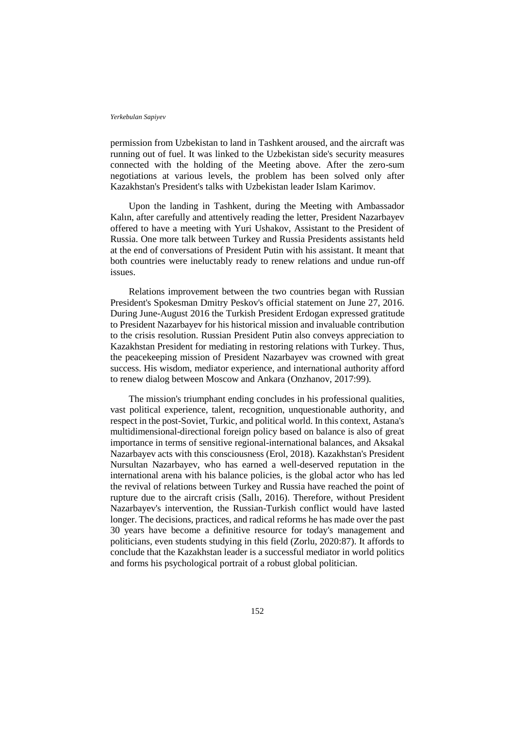permission from Uzbekistan to land in Tashkent aroused, and the aircraft was running out of fuel. It was linked to the Uzbekistan side's security measures connected with the holding of the Meeting above. After the zero-sum negotiations at various levels, the problem has been solved only after Kazakhstan's President's talks with Uzbekistan leader Islam Karimov.

Upon the landing in Tashkent, during the Meeting with Ambassador Kalın, after carefully and attentively reading the letter, President Nazarbayev offered to have a meeting with Yuri Ushakov, Assistant to the President of Russia. One more talk between Turkey and Russia Presidents assistants held at the end of conversations of President Putin with his assistant. It meant that both countries were ineluctably ready to renew relations and undue run-off issues.

Relations improvement between the two countries began with Russian President's Spokesman Dmitry Peskov's official statement on June 27, 2016. During June-August 2016 the Turkish President Erdogan expressed gratitude to President Nazarbayev for his historical mission and invaluable contribution to the crisis resolution. Russian President Putin also conveys appreciation to Kazakhstan President for mediating in restoring relations with Turkey. Thus, the peacekeeping mission of President Nazarbayev was crowned with great success. His wisdom, mediator experience, and international authority afford to renew dialog between Moscow and Ankara (Onzhanov, 2017:99).

The mission's triumphant ending concludes in his professional qualities, vast political experience, talent, recognition, unquestionable authority, and respect in the post-Soviet, Turkic, and political world. In this context, Astana's multidimensional-directional foreign policy based on balance is also of great importance in terms of sensitive regional-international balances, and Aksakal Nazarbayev acts with this consciousness (Erol, 2018). Kazakhstan's President Nursultan Nazarbayev, who has earned a well-deserved reputation in the international arena with his balance policies, is the global actor who has led the revival of relations between Turkey and Russia have reached the point of rupture due to the aircraft crisis (Sallı, 2016). Therefore, without President Nazarbayev's intervention, the Russian-Turkish conflict would have lasted longer. The decisions, practices, and radical reforms he has made over the past 30 years have become a definitive resource for today's management and politicians, even students studying in this field (Zorlu, 2020:87). It affords to conclude that the Kazakhstan leader is a successful mediator in world politics and forms his psychological portrait of a robust global politician.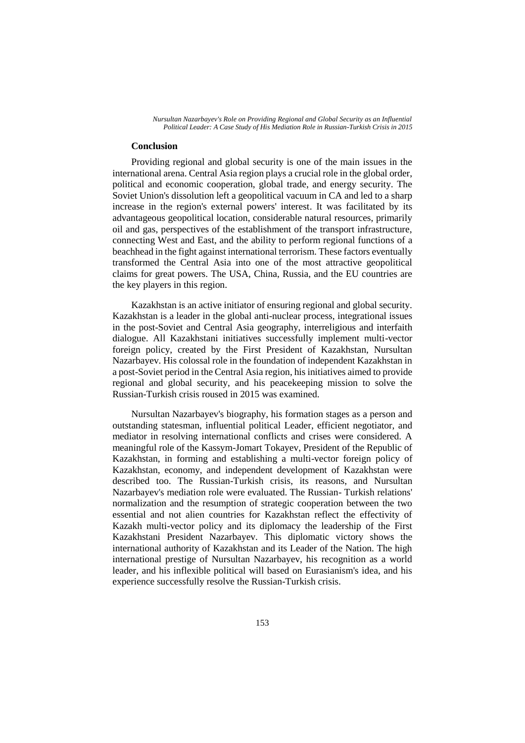## Conclusion

Providing regional and global security is one of the main issues in the international arena. Central Asia region plays a crucial role in the global order, political and economic cooperation, global trade, and energy security. The Soviet Union's dissolution left a geopolitical vacuum in CA and led to a sharp increase in the region's external powers' interest. It was facilitated by its advantageous geopolitical location, considerable natural resources, primarily oil and gas, perspectives of the establishment of the transport infrastructure, connecting West and East, and the ability to perform regional functions of a beachhead in the fight against international terrorism. These factors eventually transformed the Central Asia into one of the most attractive geopolitical claims for great powers. The USA, China, Russia, and the EU countries are the key players in this region.

Kazakhstan is an active initiator of ensuring regional and global security. Kazakhstan is a leader in the global anti-nuclear process, integrational issues in the post-Soviet and Central Asia geography, interreligious and interfaith dialogue. All Kazakhstani initiatives successfully implement multi-vector foreign policy, created by the First President of Kazakhstan, Nursultan Nazarbayev. His colossal role in the foundation of independent Kazakhstan in a post-Soviet period in the Central Asia region, his initiatives aimed to provide regional and global security, and his peacekeeping mission to solve the Russian-Turkish crisis roused in 2015 was examined.

Nursultan Nazarbayev's biography, his formation stages as a person and outstanding statesman, influential political Leader, efficient negotiator, and mediator in resolving international conflicts and crises were considered. A meaningful role of the Kassym-Jomart Tokayev, President of the Republic of Kazakhstan, in forming and establishing a multi-vector foreign policy of Kazakhstan, economy, and independent development of Kazakhstan were described too. The Russian-Turkish crisis, its reasons, and Nursultan Nazarbayev's mediation role were evaluated. The Russian- Turkish relations' normalization and the resumption of strategic cooperation between the two essential and not alien countries for Kazakhstan reflect the effectivity of Kazakh multi-vector policy and its diplomacy the leadership of the First Kazakhstani President Nazarbayev. This diplomatic victory shows the international authority of Kazakhstan and its Leader of the Nation. The high international prestige of Nursultan Nazarbayev, his recognition as a world leader, and his inflexible political will based on Eurasianism's idea, and his experience successfully resolve the Russian-Turkish crisis.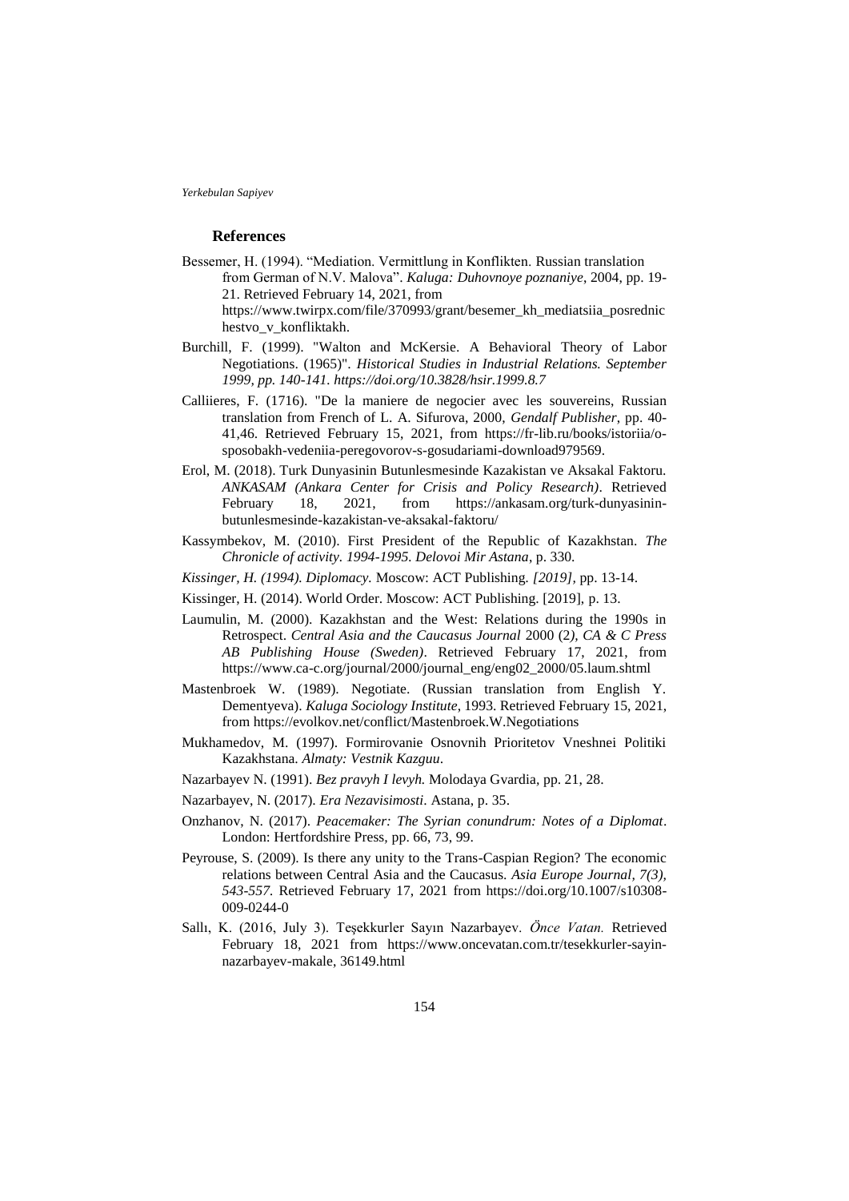## References

Bessemer, H. (1994). “Mediation. Vermittlung in Konflikten. Russian translation from German of N.V. Malova”. *Kaluga: Duhovnoye poznaniye*, 2004, pp. 19-21. Retrieved February 14, 2021, from https://www.twirpx.com/file/370993/grant/besemer_kh_mediatsiia_posrednichestvo_v_konfliktakh.

Burchill, F. (1999). "Walton and McKersie. A Behavioral Theory of Labor Negotiations. (1965)". *Historical Studies in Industrial Relations. September 1999, pp. 140-141. https://doi.org/10.3828/hsir.1999.8.7*

Calliieres, F. (1716). "De la maniere de negocier avec les souvereins, Russian translation from French of L. A. Sifurova, 2000, *Gendalf Publisher*, pp. 40-41,46. Retrieved February 15, 2021, from https://fr-lib.ru/books/istoriia/o-sposobakh-vedeniia-peregovorov-s-gosudariami-download979569.

Erol, M. (2018). Turk Dunyasinin Butunlesmesinde Kazakistan ve Aksakal Faktoru. *ANKASAM (Ankara Center for Crisis and Policy Research)*. Retrieved February 18, 2021, from https://ankasam.org/turk-dunyasinin-butunlesmesinde-kazakistan-ve-aksakal-faktoru/

Kassymbekov, M. (2010). First President of the Republic of Kazakhstan. *The Chronicle of activity. 1994-1995. Delovoi Mir Astana*, p. 330.

*Kissinger, H. (1994). Diplomacy.* Moscow: ACT Publishing. *[2019]*, pp. 13-14.

Kissinger, H. (2014). World Order. Moscow: ACT Publishing. [2019], p. 13.

Laumulin, M. (2000). Kazakhstan and the West: Relations during the 1990s in Retrospect. *Central Asia and the Caucasus Journal* 2000 (2*), CA & C Press AB Publishing House (Sweden)*. Retrieved February 17, 2021, from https://www.ca-c.org/journal/2000/journal_eng/eng02_2000/05.laum.shtml

Mastenbroek W. (1989). Negotiate. (Russian translation from English Y. Dementyeva). *Kaluga Sociology Institute*, 1993. Retrieved February 15, 2021, from https://evolkov.net/conflict/Mastenbroek.W.Negotiations

Mukhamedov, M. (1997). Formirovanie Osnovnih Prioritetov Vneshnei Politiki Kazakhstana. *Almaty: Vestnik Kazguu*.

Nazarbayev N. (1991). *Bez pravyh I levyh.* Molodaya Gvardia, pp. 21, 28.

Nazarbayev, N. (2017). *Era Nezavisimosti*. Astana, p. 35.

Onzhanov, N. (2017). *Peacemaker: The Syrian conundrum: Notes of a Diplomat*. London: Hertfordshire Press, pp. 66, 73, 99.

Peyrouse, S. (2009). Is there any unity to the Trans-Caspian Region? The economic relations between Central Asia and the Caucasus. *Asia Europe Journal, 7(3), 543-557.* Retrieved February 17, 2021 from https://doi.org/10.1007/s10308-009-0244-0

Sallı, K. (2016, July 3). Teşekkurler Sayın Nazarbayev. *Önce Vatan.* Retrieved February 18, 2021 from https://www.oncevatan.com.tr/tesekkurler-sayin-nazarbayev-makale, 36149.html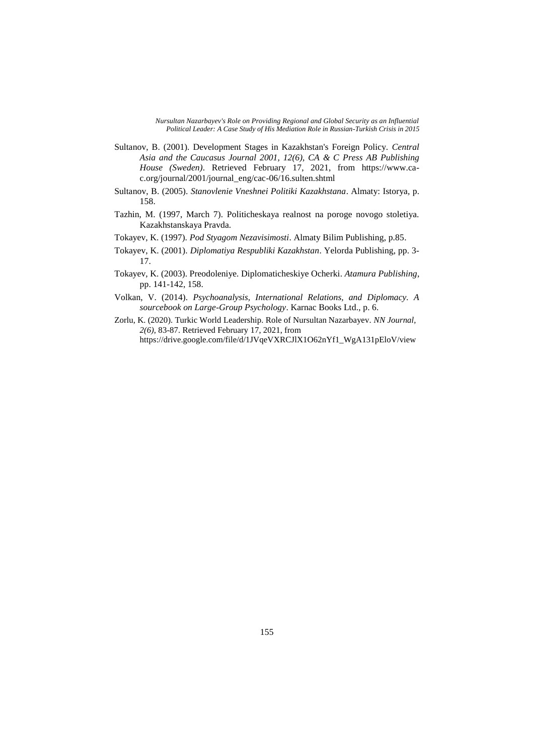Sultanov, B. (2001). Development Stages in Kazakhstan's Foreign Policy. *Central Asia and the Caucasus Journal 2001, 12(6), CA & C Press AB Publishing House (Sweden)*. Retrieved February 17, 2021, from https://www.ca-c.org/journal/2001/journal_eng/cac-06/16.sulten.shtml

Sultanov, B. (2005). *Stanovlenie Vneshnei Politiki Kazakhstana*. Almaty: Istorya, p. 158.

Tazhin, M. (1997, March 7). Politicheskaya realnost na poroge novogo stoletiya. Kazakhstanskaya Pravda.

Tokayev, K. (1997). *Pod Styagom Nezavisimosti*. Almaty Bilim Publishing, p.85.

Tokayev, K. (2001). *Diplomatiya Respubliki Kazakhstan*. Yelorda Publishing, pp. 3-17.

Tokayev, K. (2003). Preodoleniye. Diplomaticheskiye Ocherki. *Atamura Publishing*, pp. 141-142, 158.

Volkan, V. (2014). *Psychoanalysis, International Relations, and Diplomacy. A sourcebook on Large-Group Psychology*. Karnac Books Ltd., p. 6.

Zorlu, K. (2020). Turkic World Leadership. Role of Nursultan Nazarbayev. *NN Journal, 2(6)*, 83-87. Retrieved February 17, 2021, from https://drive.google.com/file/d/1JVqeVXRCJlX1O62nYf1_WgA131pEloV/view